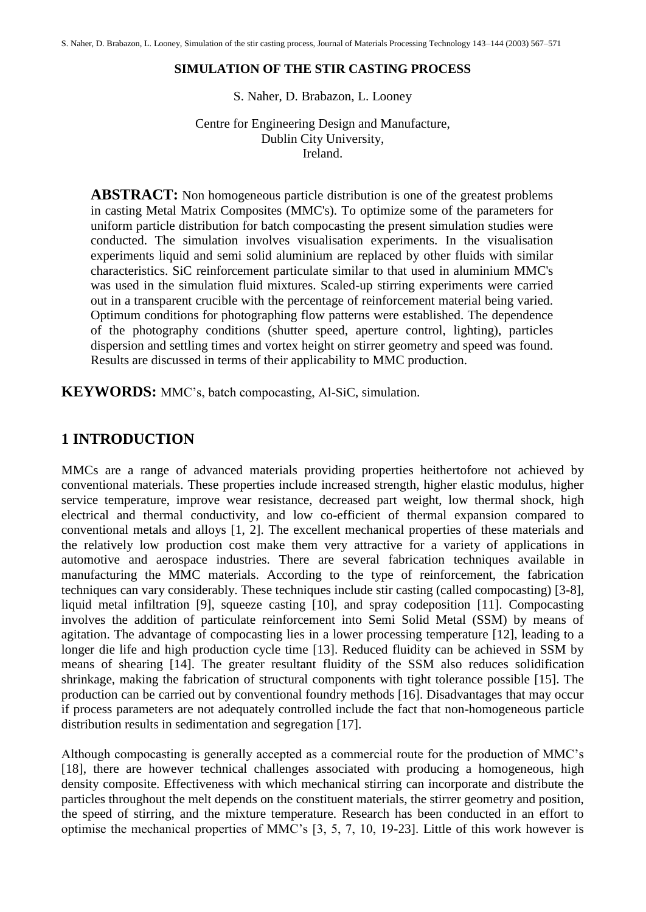# SIMULATION OF THE STIR CASTING PROCESS

S. Naher, D. Brabazon, L. Looney

Centre for Engineering Design and Manufacture,
Dublin City University,
Ireland.

**ABSTRACT:** Non homogeneous particle distribution is one of the greatest problems in casting Metal Matrix Composites (MMC's). To optimize some of the parameters for uniform particle distribution for batch compocasting the present simulation studies were conducted. The simulation involves visualisation experiments. In the visualisation experiments liquid and semi solid aluminium are replaced by other fluids with similar characteristics. SiC reinforcement particulate similar to that used in aluminium MMC's was used in the simulation fluid mixtures. Scaled-up stirring experiments were carried out in a transparent crucible with the percentage of reinforcement material being varied. Optimum conditions for photographing flow patterns were established. The dependence of the photography conditions (shutter speed, aperture control, lighting), particles dispersion and settling times and vortex height on stirrer geometry and speed was found. Results are discussed in terms of their applicability to MMC production.

**KEYWORDS:** MMC's, batch compocasting, Al-SiC, simulation.

## 1 INTRODUCTION

MMCs are a range of advanced materials providing properties heithertofore not achieved by conventional materials. These properties include increased strength, higher elastic modulus, higher service temperature, improve wear resistance, decreased part weight, low thermal shock, high electrical and thermal conductivity, and low co-efficient of thermal expansion compared to conventional metals and alloys [1, 2]. The excellent mechanical properties of these materials and the relatively low production cost make them very attractive for a variety of applications in automotive and aerospace industries. There are several fabrication techniques available in manufacturing the MMC materials. According to the type of reinforcement, the fabrication techniques can vary considerably. These techniques include stir casting (called compocasting) [3-8], liquid metal infiltration [9], squeeze casting [10], and spray codeposition [11]. Compocasting involves the addition of particulate reinforcement into Semi Solid Metal (SSM) by means of agitation. The advantage of compocasting lies in a lower processing temperature [12], leading to a longer die life and high production cycle time [13]. Reduced fluidity can be achieved in SSM by means of shearing [14]. The greater resultant fluidity of the SSM also reduces solidification shrinkage, making the fabrication of structural components with tight tolerance possible [15]. The production can be carried out by conventional foundry methods [16]. Disadvantages that may occur if process parameters are not adequately controlled include the fact that non-homogeneous particle distribution results in sedimentation and segregation [17].

Although compocasting is generally accepted as a commercial route for the production of MMC's [18], there are however technical challenges associated with producing a homogeneous, high density composite. Effectiveness with which mechanical stirring can incorporate and distribute the particles throughout the melt depends on the constituent materials, the stirrer geometry and position, the speed of stirring, and the mixture temperature. Research has been conducted in an effort to optimise the mechanical properties of MMC's [3, 5, 7, 10, 19-23]. Little of this work however is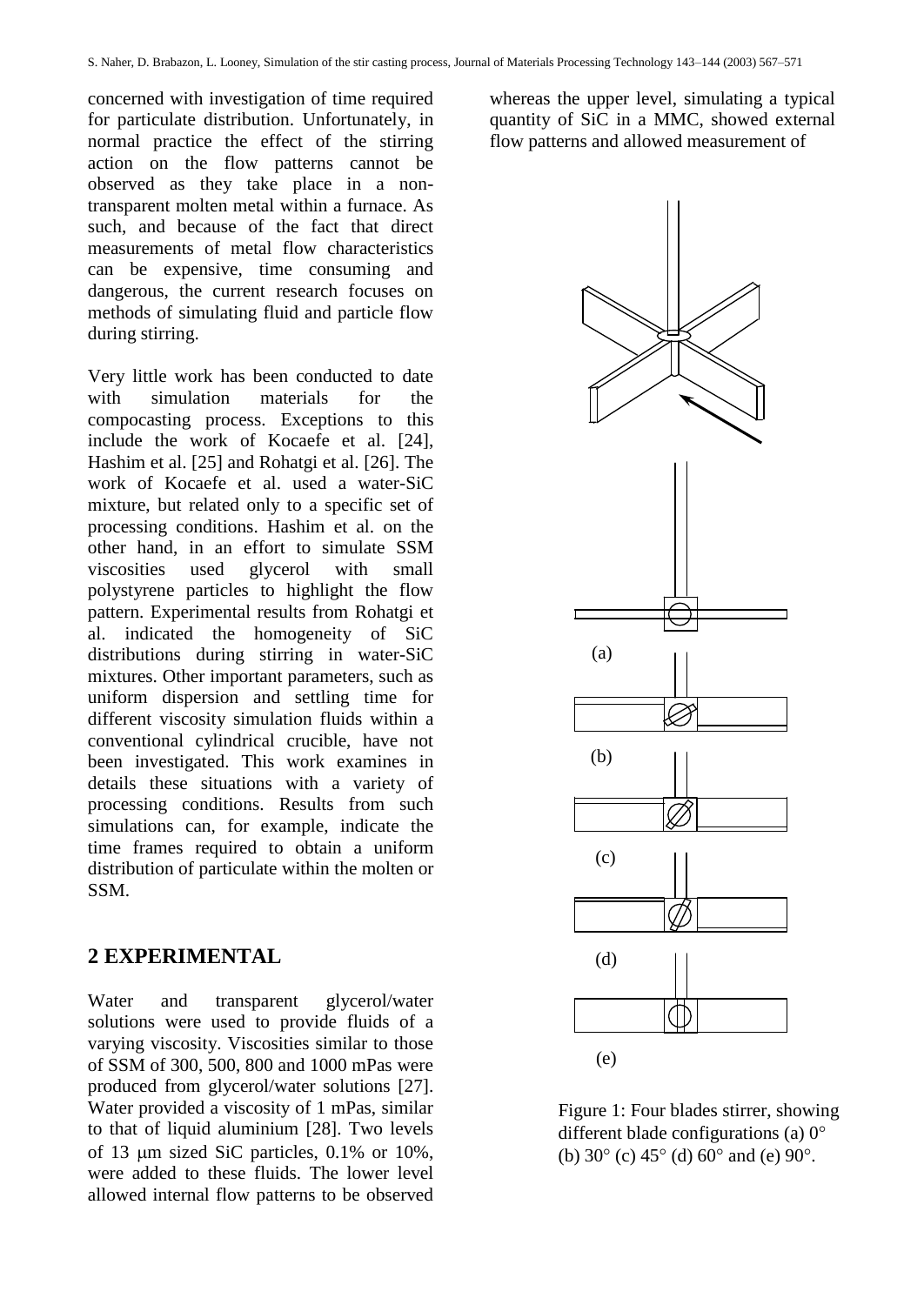concerned with investigation of time required for particulate distribution. Unfortunately, in normal practice the effect of the stirring action on the flow patterns cannot be observed as they take place in a non-transparent molten metal within a furnace. As such, and because of the fact that direct measurements of metal flow characteristics can be expensive, time consuming and dangerous, the current research focuses on methods of simulating fluid and particle flow during stirring.

Very little work has been conducted to date with simulation materials for the compocasting process. Exceptions to this include the work of Kocaefe et al. [24], Hashim et al. [25] and Rohatgi et al. [26]. The work of Kocaefe et al. used a water-SiC mixture, but related only to a specific set of processing conditions. Hashim et al. on the other hand, in an effort to simulate SSM viscosities used glycerol with small polystyrene particles to highlight the flow pattern. Experimental results from Rohatgi et al. indicated the homogeneity of SiC distributions during stirring in water-SiC mixtures. Other important parameters, such as uniform dispersion and settling time for different viscosity simulation fluids within a conventional cylindrical crucible, have not been investigated. This work examines in details these situations with a variety of processing conditions. Results from such simulations can, for example, indicate the time frames required to obtain a uniform distribution of particulate within the molten or SSM.

## 2 EXPERIMENTAL

Water and transparent glycerol/water solutions were used to provide fluids of a varying viscosity. Viscosities similar to those of SSM of 300, 500, 800 and 1000 mPas were produced from glycerol/water solutions [27]. Water provided a viscosity of 1 mPas, similar to that of liquid aluminium [28]. Two levels of 13 μm sized SiC particles, 0.1% or 10%, were added to these fluids. The lower level allowed internal flow patterns to be observed whereas the upper level, simulating a typical quantity of SiC in a MMC, showed external flow patterns and allowed measurement of

Figure 1: Four blades stirrer, showing different blade configurations (a) 0° (b) 30° (c) 45° (d) 60° and (e) 90°.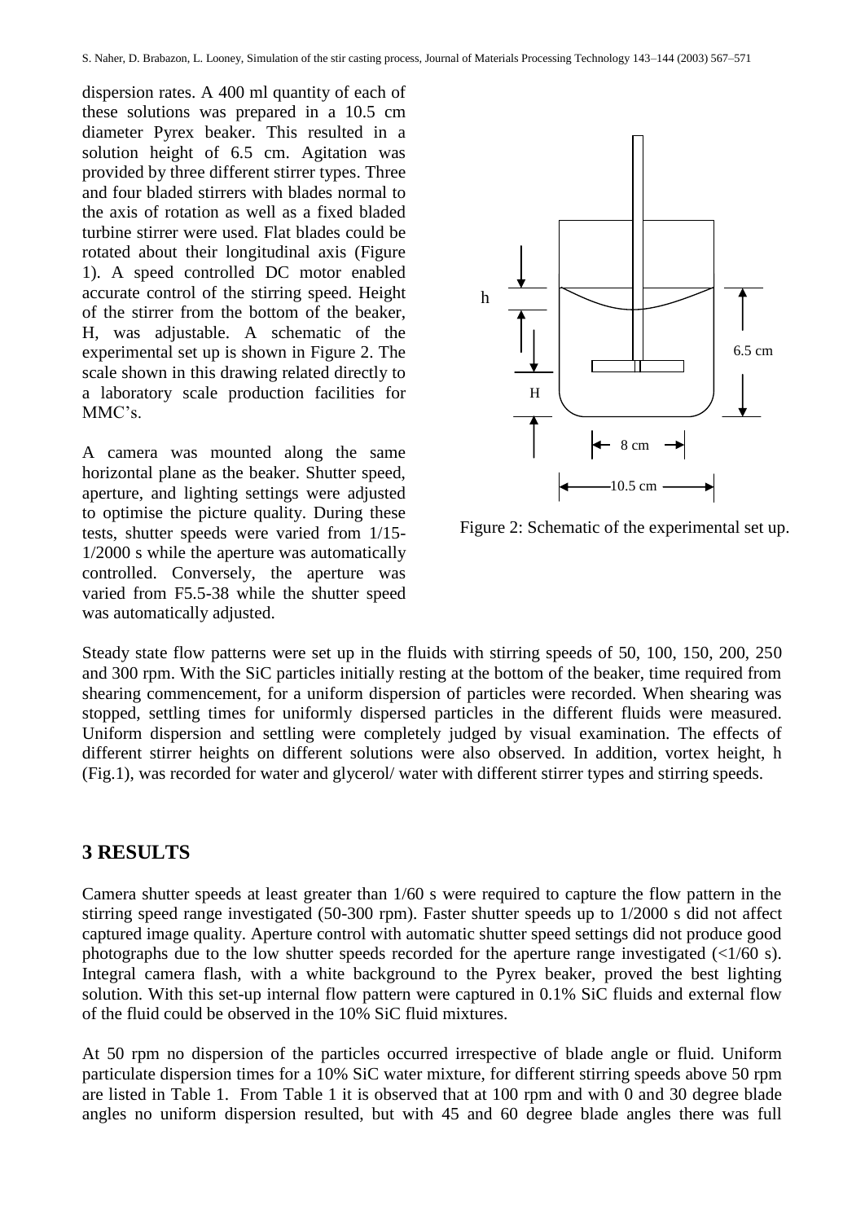dispersion rates. A 400 ml quantity of each of these solutions was prepared in a 10.5 cm diameter Pyrex beaker. This resulted in a solution height of 6.5 cm. Agitation was provided by three different stirrer types. Three and four bladed stirrers with blades normal to the axis of rotation as well as a fixed bladed turbine stirrer were used. Flat blades could be rotated about their longitudinal axis (Figure 1). A speed controlled DC motor enabled accurate control of the stirring speed. Height of the stirrer from the bottom of the beaker, H, was adjustable. A schematic of the experimental set up is shown in Figure 2. The scale shown in this drawing related directly to a laboratory scale production facilities for MMC's.

A camera was mounted along the same horizontal plane as the beaker. Shutter speed, aperture, and lighting settings were adjusted to optimise the picture quality. During these tests, shutter speeds were varied from 1/15-1/2000 s while the aperture was automatically controlled. Conversely, the aperture was varied from F5.5-38 while the shutter speed was automatically adjusted.

Figure 2: Schematic of the experimental set up.

Steady state flow patterns were set up in the fluids with stirring speeds of 50, 100, 150, 200, 250 and 300 rpm. With the SiC particles initially resting at the bottom of the beaker, time required from shearing commencement, for a uniform dispersion of particles were recorded. When shearing was stopped, settling times for uniformly dispersed particles in the different fluids were measured. Uniform dispersion and settling were completely judged by visual examination. The effects of different stirrer heights on different solutions were also observed. In addition, vortex height, h (Fig.1), was recorded for water and glycerol/ water with different stirrer types and stirring speeds.

## 3 RESULTS

Camera shutter speeds at least greater than 1/60 s were required to capture the flow pattern in the stirring speed range investigated (50-300 rpm). Faster shutter speeds up to 1/2000 s did not affect captured image quality. Aperture control with automatic shutter speed settings did not produce good photographs due to the low shutter speeds recorded for the aperture range investigated (<1/60 s). Integral camera flash, with a white background to the Pyrex beaker, proved the best lighting solution. With this set-up internal flow pattern were captured in 0.1% SiC fluids and external flow of the fluid could be observed in the 10% SiC fluid mixtures.

At 50 rpm no dispersion of the particles occurred irrespective of blade angle or fluid. Uniform particulate dispersion times for a 10% SiC water mixture, for different stirring speeds above 50 rpm are listed in Table 1. From Table 1 it is observed that at 100 rpm and with 0 and 30 degree blade angles no uniform dispersion resulted, but with 45 and 60 degree blade angles there was full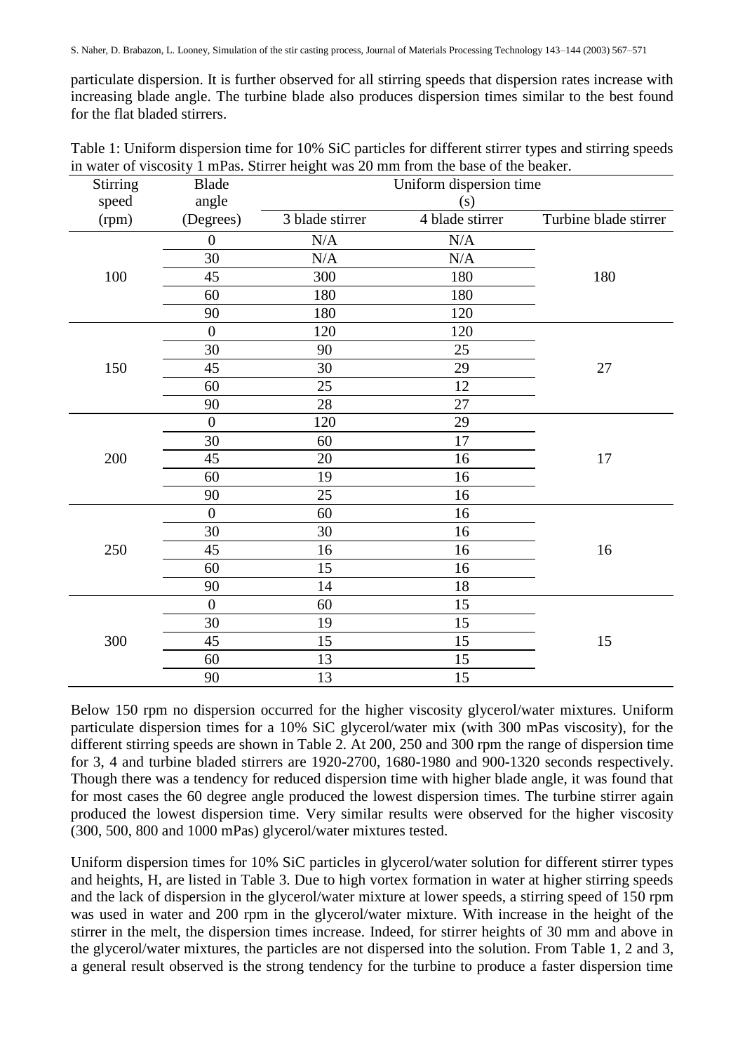particulate dispersion. It is further observed for all stirring speeds that dispersion rates increase with increasing blade angle. The turbine blade also produces dispersion times similar to the best found for the flat bladed stirrers.

Table 1: Uniform dispersion time for 10% SiC particles for different stirrer types and stirring speeds in water of viscosity 1 mPas. Stirrer height was 20 mm from the base of the beaker.

| Stirring speed (rpm) | Blade angle (Degrees) | Uniform dispersion time (s) | | |
|---|---|---|---|---|
| | | 3 blade stirrer | 4 blade stirrer | Turbine blade stirrer |
| 100 | 0 | N/A | N/A | 180 |
| | 30 | N/A | N/A | |
| | 45 | 300 | 180 | |
| | 60 | 180 | 180 | |
| | 90 | 180 | 120 | |
| 150 | 0 | 120 | 120 | 27 |
| | 30 | 90 | 25 | |
| | 45 | 30 | 29 | |
| | 60 | 25 | 12 | |
| | 90 | 28 | 27 | |
| 200 | 0 | 120 | 29 | 17 |
| | 30 | 60 | 17 | |
| | 45 | 20 | 16 | |
| | 60 | 19 | 16 | |
| | 90 | 25 | 16 | |
| 250 | 0 | 60 | 16 | 16 |
| | 30 | 30 | 16 | |
| | 45 | 16 | 16 | |
| | 60 | 15 | 16 | |
| | 90 | 14 | 18 | |
| 300 | 0 | 60 | 15 | 15 |
| | 30 | 19 | 15 | |
| | 45 | 15 | 15 | |
| | 60 | 13 | 15 | |
| | 90 | 13 | 15 | |

Below 150 rpm no dispersion occurred for the higher viscosity glycerol/water mixtures. Uniform particulate dispersion times for a 10% SiC glycerol/water mix (with 300 mPas viscosity), for the different stirring speeds are shown in Table 2. At 200, 250 and 300 rpm the range of dispersion time for 3, 4 and turbine bladed stirrers are 1920-2700, 1680-1980 and 900-1320 seconds respectively. Though there was a tendency for reduced dispersion time with higher blade angle, it was found that for most cases the 60 degree angle produced the lowest dispersion times. The turbine stirrer again produced the lowest dispersion time. Very similar results were observed for the higher viscosity (300, 500, 800 and 1000 mPas) glycerol/water mixtures tested.

Uniform dispersion times for 10% SiC particles in glycerol/water solution for different stirrer types and heights, H, are listed in Table 3. Due to high vortex formation in water at higher stirring speeds and the lack of dispersion in the glycerol/water mixture at lower speeds, a stirring speed of 150 rpm was used in water and 200 rpm in the glycerol/water mixture. With increase in the height of the stirrer in the melt, the dispersion times increase. Indeed, for stirrer heights of 30 mm and above in the glycerol/water mixtures, the particles are not dispersed into the solution. From Table 1, 2 and 3, a general result observed is the strong tendency for the turbine to produce a faster dispersion time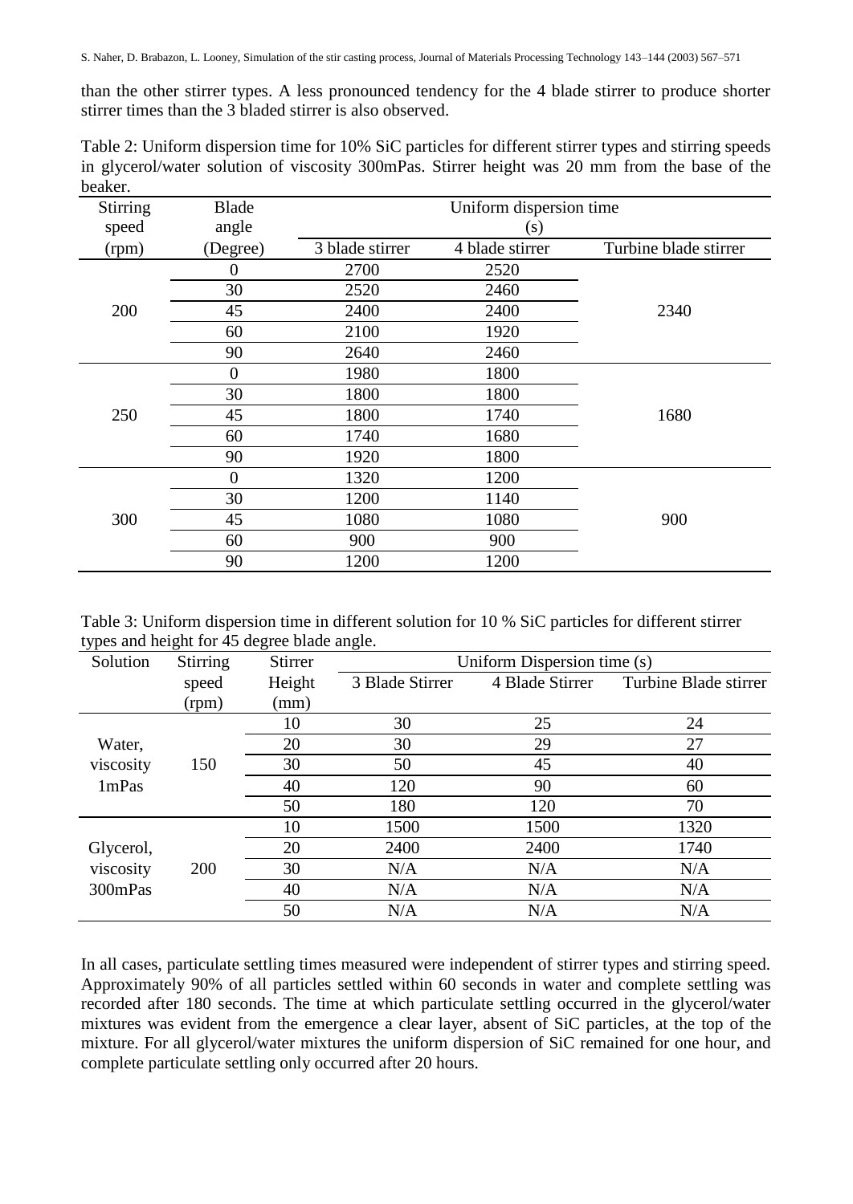than the other stirrer types. A less pronounced tendency for the 4 blade stirrer to produce shorter stirrer times than the 3 bladed stirrer is also observed.

Table 2: Uniform dispersion time for 10% SiC particles for different stirrer types and stirring speeds in glycerol/water solution of viscosity 300mPas. Stirrer height was 20 mm from the base of the beaker.

| Stirring speed (rpm) | Blade angle (Degree) | Uniform dispersion time (s) | | |
|---|---|---|---|---|
| | | 3 blade stirrer | 4 blade stirrer | Turbine blade stirrer |
| 200 | 0 | 2700 | 2520 | 2340 |
| | 30 | 2520 | 2460 | |
| | 45 | 2400 | 2400 | |
| | 60 | 2100 | 1920 | |
| | 90 | 2640 | 2460 | |
| 250 | 0 | 1980 | 1800 | 1680 |
| | 30 | 1800 | 1800 | |
| | 45 | 1800 | 1740 | |
| | 60 | 1740 | 1680 | |
| | 90 | 1920 | 1800 | |
| 300 | 0 | 1320 | 1200 | 900 |
| | 30 | 1200 | 1140 | |
| | 45 | 1080 | 1080 | |
| | 60 | 900 | 900 | |
| | 90 | 1200 | 1200 | |

Table 3: Uniform dispersion time in different solution for 10 % SiC particles for different stirrer types and height for 45 degree blade angle.

| Solution | Stirring speed (rpm) | Stirrer Height (mm) | Uniform Dispersion time (s) | | |
|---|---|---|---|---|---|
| | | | 3 Blade Stirrer | 4 Blade Stirrer | Turbine Blade stirrer |
| Water, viscosity 1mPas | 150 | 10 | 30 | 25 | 24 |
| | | 20 | 30 | 29 | 27 |
| | | 30 | 50 | 45 | 40 |
| | | 40 | 120 | 90 | 60 |
| | | 50 | 180 | 120 | 70 |
| Glycerol, viscosity 300mPas | 200 | 10 | 1500 | 1500 | 1320 |
| | | 20 | 2400 | 2400 | 1740 |
| | | 30 | N/A | N/A | N/A |
| | | 40 | N/A | N/A | N/A |
| | | 50 | N/A | N/A | N/A |

In all cases, particulate settling times measured were independent of stirrer types and stirring speed. Approximately 90% of all particles settled within 60 seconds in water and complete settling was recorded after 180 seconds. The time at which particulate settling occurred in the glycerol/water mixtures was evident from the emergence a clear layer, absent of SiC particles, at the top of the mixture. For all glycerol/water mixtures the uniform dispersion of SiC remained for one hour, and complete particulate settling only occurred after 20 hours.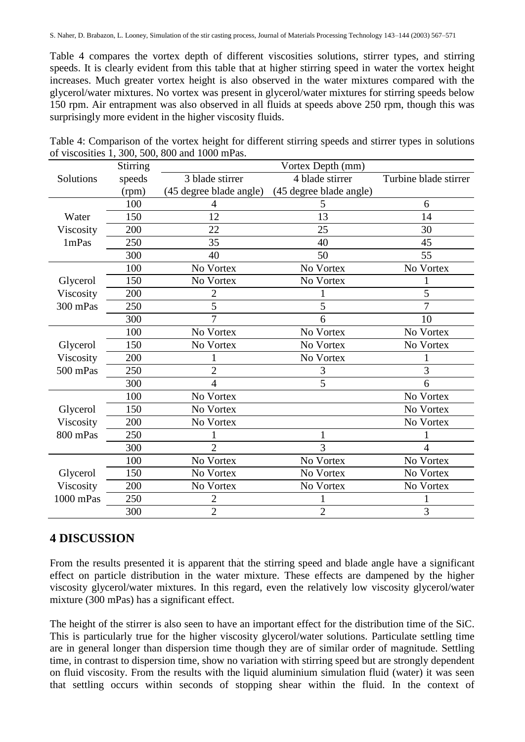Table 4 compares the vortex depth of different viscosities solutions, stirrer types, and stirring speeds. It is clearly evident from this table that at higher stirring speed in water the vortex height increases. Much greater vortex height is also observed in the water mixtures compared with the glycerol/water mixtures. No vortex was present in glycerol/water mixtures for stirring speeds below 150 rpm. Air entrapment was also observed in all fluids at speeds above 250 rpm, though this was surprisingly more evident in the higher viscosity fluids.

Table 4: Comparison of the vortex height for different stirring speeds and stirrer types in solutions of viscosities 1, 300, 500, 800 and 1000 mPas.

| Solutions | Stirring speeds (rpm) | Vortex Depth (mm) | | |
|---|---|---|---|---|
| | | 3 blade stirrer (45 degree blade angle) | 4 blade stirrer (45 degree blade angle) | Turbine blade stirrer |
| Water Viscosity 1mPas | 100 | 4 | 5 | 6 |
| | 150 | 12 | 13 | 14 |
| | 200 | 22 | 25 | 30 |
| | 250 | 35 | 40 | 45 |
| | 300 | 40 | 50 | 55 |
| Glycerol Viscosity 300 mPas | 100 | No Vortex | No Vortex | No Vortex |
| | 150 | No Vortex | No Vortex | 1 |
| | 200 | 2 | 1 | 5 |
| | 250 | 5 | 5 | 7 |
| | 300 | 7 | 6 | 10 |
| Glycerol Viscosity 500 mPas | 100 | No Vortex | No Vortex | No Vortex |
| | 150 | No Vortex | No Vortex | No Vortex |
| | 200 | 1 | No Vortex | 1 |
| | 250 | 2 | 3 | 3 |
| | 300 | 4 | 5 | 6 |
| Glycerol Viscosity 800 mPas | 100 | No Vortex | | No Vortex |
| | 150 | No Vortex | | No Vortex |
| | 200 | No Vortex | | No Vortex |
| | 250 | 1 | 1 | 1 |
| | 300 | 2 | 3 | 4 |
| Glycerol Viscosity 1000 mPas | 100 | No Vortex | No Vortex | No Vortex |
| | 150 | No Vortex | No Vortex | No Vortex |
| | 200 | No Vortex | No Vortex | No Vortex |
| | 250 | 2 | 1 | 1 |
| | 300 | 2 | 2 | 3 |

## 4 DISCUSSION

From the results presented it is apparent that the stirring speed and blade angle have a significant effect on particle distribution in the water mixture. These effects are dampened by the higher viscosity glycerol/water mixtures. In this regard, even the relatively low viscosity glycerol/water mixture (300 mPas) has a significant effect.

The height of the stirrer is also seen to have an important effect for the distribution time of the SiC. This is particularly true for the higher viscosity glycerol/water solutions. Particulate settling time are in general longer than dispersion time though they are of similar order of magnitude. Settling time, in contrast to dispersion time, show no variation with stirring speed but are strongly dependent on fluid viscosity. From the results with the liquid aluminium simulation fluid (water) it was seen that settling occurs within seconds of stopping shear within the fluid. In the context of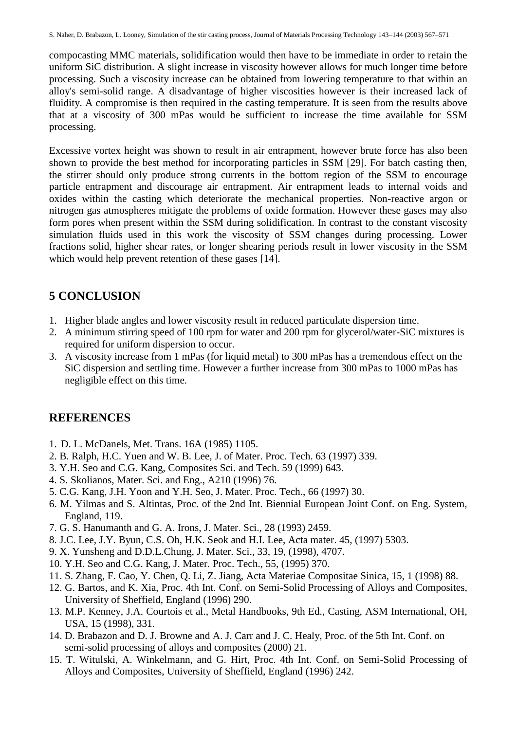compocasting MMC materials, solidification would then have to be immediate in order to retain the uniform SiC distribution. A slight increase in viscosity however allows for much longer time before processing. Such a viscosity increase can be obtained from lowering temperature to that within an alloy's semi-solid range. A disadvantage of higher viscosities however is their increased lack of fluidity. A compromise is then required in the casting temperature. It is seen from the results above that at a viscosity of 300 mPas would be sufficient to increase the time available for SSM processing.

Excessive vortex height was shown to result in air entrapment, however brute force has also been shown to provide the best method for incorporating particles in SSM [29]. For batch casting then, the stirrer should only produce strong currents in the bottom region of the SSM to encourage particle entrapment and discourage air entrapment. Air entrapment leads to internal voids and oxides within the casting which deteriorate the mechanical properties. Non-reactive argon or nitrogen gas atmospheres mitigate the problems of oxide formation. However these gases may also form pores when present within the SSM during solidification. In contrast to the constant viscosity simulation fluids used in this work the viscosity of SSM changes during processing. Lower fractions solid, higher shear rates, or longer shearing periods result in lower viscosity in the SSM which would help prevent retention of these gases [14].

## 5 CONCLUSION

1. Higher blade angles and lower viscosity result in reduced particulate dispersion time.
2. A minimum stirring speed of 100 rpm for water and 200 rpm for glycerol/water-SiC mixtures is required for uniform dispersion to occur.
3. A viscosity increase from 1 mPas (for liquid metal) to 300 mPas has a tremendous effect on the SiC dispersion and settling time. However a further increase from 300 mPas to 1000 mPas has negligible effect on this time.

## REFERENCES

1. D. L. McDanels, Met. Trans. 16A (1985) 1105.
2. B. Ralph, H.C. Yuen and W. B. Lee, J. of Mater. Proc. Tech. 63 (1997) 339.
3. Y.H. Seo and C.G. Kang, Composites Sci. and Tech. 59 (1999) 643.
4. S. Skolianos, Mater. Sci. and Eng., A210 (1996) 76.
5. C.G. Kang, J.H. Yoon and Y.H. Seo, J. Mater. Proc. Tech., 66 (1997) 30.
6. M. Yilmas and S. Altintas, Proc. of the 2nd Int. Biennial European Joint Conf. on Eng. System, England, 119.
7. G. S. Hanumanth and G. A. Irons, J. Mater. Sci., 28 (1993) 2459.
8. J.C. Lee, J.Y. Byun, C.S. Oh, H.K. Seok and H.I. Lee, Acta mater. 45, (1997) 5303.
9. X. Yunsheng and D.D.L.Chung, J. Mater. Sci., 33, 19, (1998), 4707.
10. Y.H. Seo and C.G. Kang, J. Mater. Proc. Tech., 55, (1995) 370.
11. S. Zhang, F. Cao, Y. Chen, Q. Li, Z. Jiang, Acta Materiae Compositae Sinica, 15, 1 (1998) 88.
12. G. Bartos, and K. Xia, Proc. 4th Int. Conf. on Semi-Solid Processing of Alloys and Composites, University of Sheffield, England (1996) 290.
13. M.P. Kenney, J.A. Courtois et al., Metal Handbooks, 9th Ed., Casting, ASM International, OH, USA, 15 (1998), 331.
14. D. Brabazon and D. J. Browne and A. J. Carr and J. C. Healy, Proc. of the 5th Int. Conf. on semi-solid processing of alloys and composites (2000) 21.
15. T. Witulski, A. Winkelmann, and G. Hirt, Proc. 4th Int. Conf. on Semi-Solid Processing of Alloys and Composites, University of Sheffield, England (1996) 242.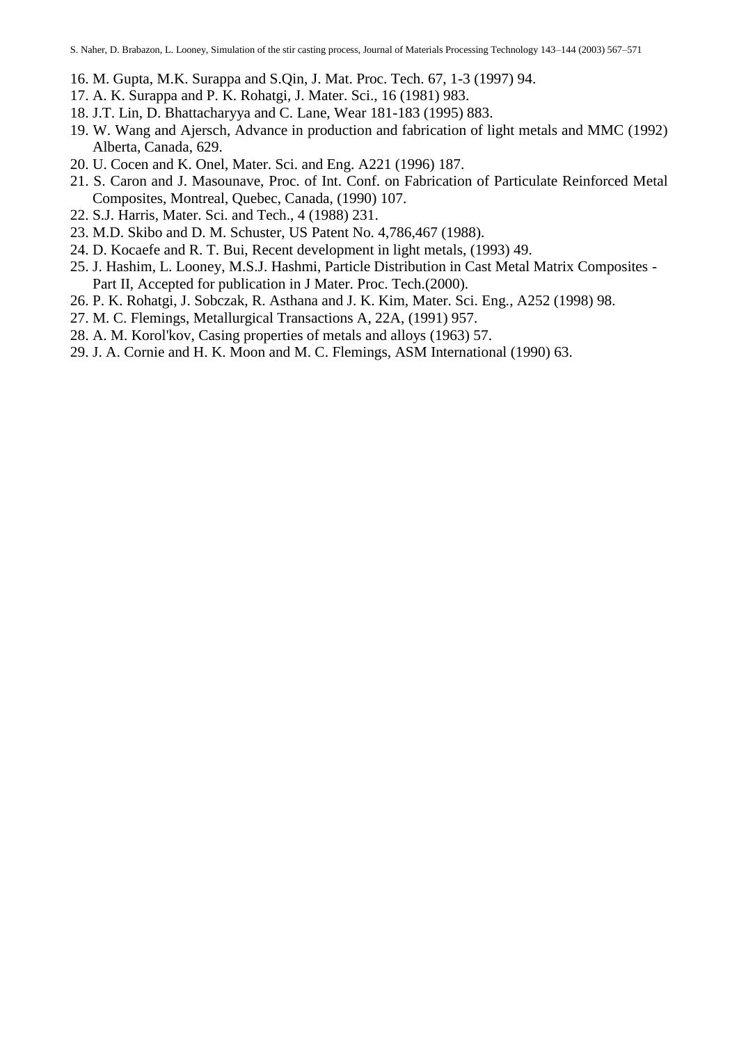16. M. Gupta, M.K. Surappa and S.Qin, J. Mat. Proc. Tech. 67, 1-3 (1997) 94.
17. A. K. Surappa and P. K. Rohatgi, J. Mater. Sci., 16 (1981) 983.
18. J.T. Lin, D. Bhattacharyya and C. Lane, Wear 181-183 (1995) 883.
19. W. Wang and Ajersch, Advance in production and fabrication of light metals and MMC (1992) Alberta, Canada, 629.
20. U. Cocen and K. Onel, Mater. Sci. and Eng. A221 (1996) 187.
21. S. Caron and J. Masounave, Proc. of Int. Conf. on Fabrication of Particulate Reinforced Metal Composites, Montreal, Quebec, Canada, (1990) 107.
22. S.J. Harris, Mater. Sci. and Tech., 4 (1988) 231.
23. M.D. Skibo and D. M. Schuster, US Patent No. 4,786,467 (1988).
24. D. Kocaefe and R. T. Bui, Recent development in light metals, (1993) 49.
25. J. Hashim, L. Looney, M.S.J. Hashmi, Particle Distribution in Cast Metal Matrix Composites - Part II, Accepted for publication in J Mater. Proc. Tech.(2000).
26. P. K. Rohatgi, J. Sobczak, R. Asthana and J. K. Kim, Mater. Sci. Eng., A252 (1998) 98.
27. M. C. Flemings, Metallurgical Transactions A, 22A, (1991) 957.
28. A. M. Korol'kov, Casing properties of metals and alloys (1963) 57.
29. J. A. Cornie and H. K. Moon and M. C. Flemings, ASM International (1990) 63.